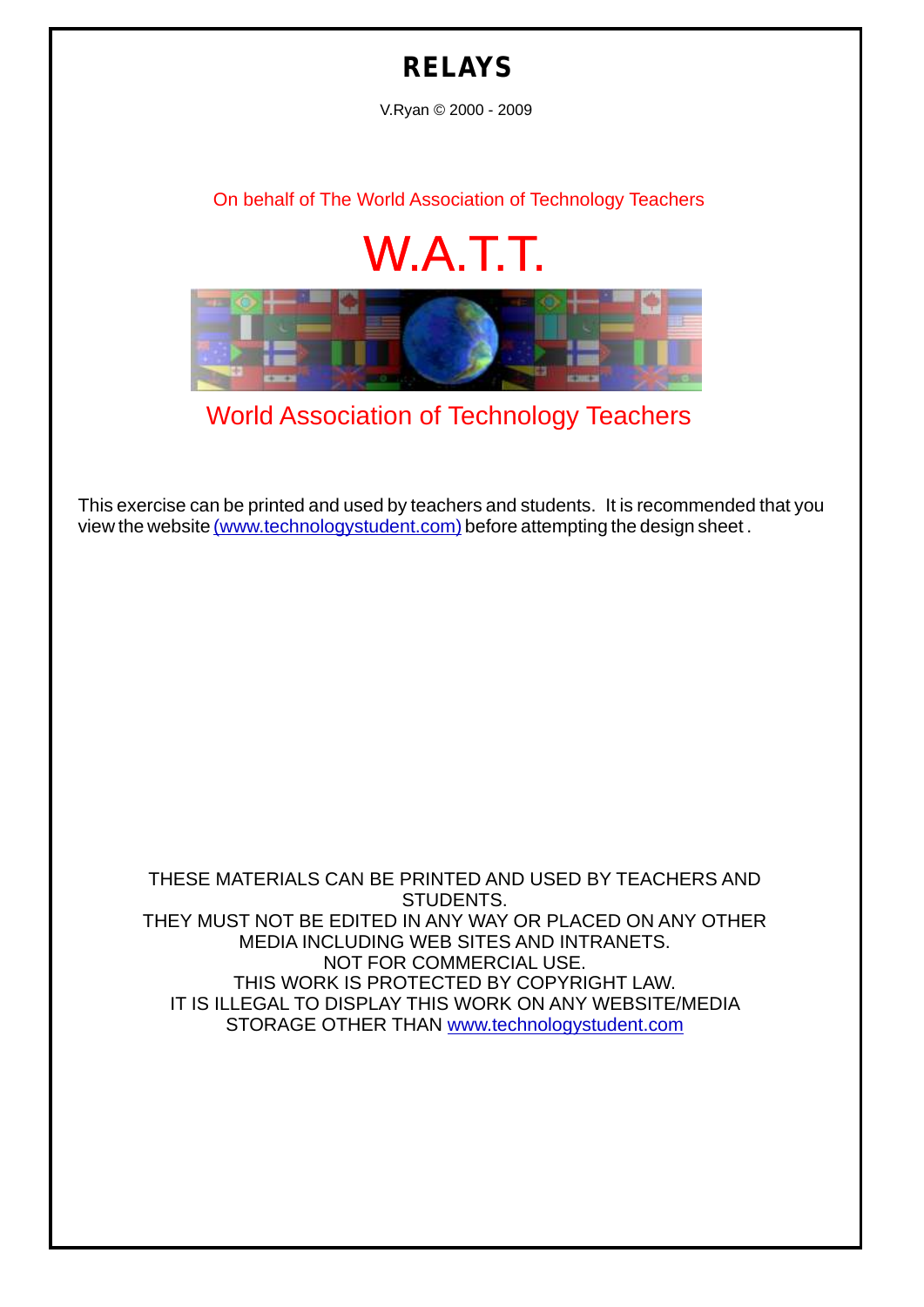# RELAYS

V.Ryan © 2000 - 2009

On behalf of The World Association of Technology Teachers

W.A.T.T.

World Association of Technology Teachers

This exercise can be printed and used by teachers and students. It is recommended that you view the website (www.technologystudent.com) before attempting the design sheet .

THESE MATERIALS CAN BE PRINTED AND USED BY TEACHERS AND STUDENTS.
THEY MUST NOT BE EDITED IN ANY WAY OR PLACED ON ANY OTHER MEDIA INCLUDING WEB SITES AND INTRANETS.
NOT FOR COMMERCIAL USE.
THIS WORK IS PROTECTED BY COPYRIGHT LAW.
IT IS ILLEGAL TO DISPLAY THIS WORK ON ANY WEBSITE/MEDIA STORAGE OTHER THAN www.technologystudent.com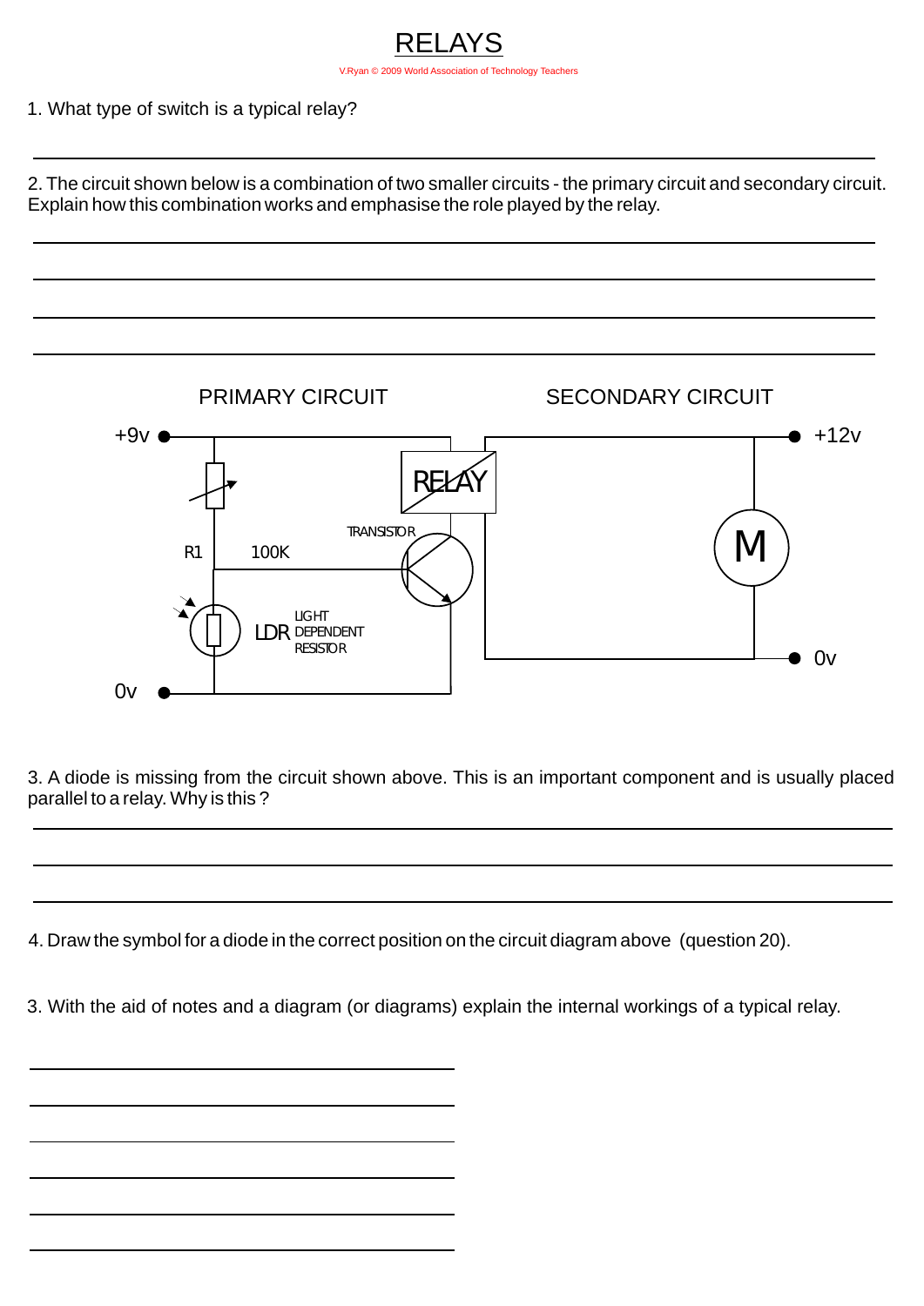# RELAYS

V.Ryan © 2009 World Association of Technology Teachers

1. What type of switch is a typical relay?

_______________________________________________

2. The circuit shown below is a combination of two smaller circuits - the primary circuit and secondary circuit. Explain how this combination works and emphasise the role played by the relay.

_______________________________________________

_______________________________________________

_______________________________________________

_______________________________________________

PRIMARY CIRCUIT

SECONDARY CIRCUIT

+9v

+12v

RELAY

TRANSISTOR

R1

100K

M

LDR LIGHT DEPENDENT RESISTOR

0v

0v

3. A diode is missing from the circuit shown above. This is an important component and is usually placed parallel to a relay. Why is this ?

_______________________________________________

_______________________________________________

_______________________________________________

4. Draw the symbol for a diode in the correct position on the circuit diagram above (question 20).

3. With the aid of notes and a diagram (or diagrams) explain the internal workings of a typical relay.

_______________________________

_______________________________

_______________________________

_______________________________

_______________________________

_______________________________